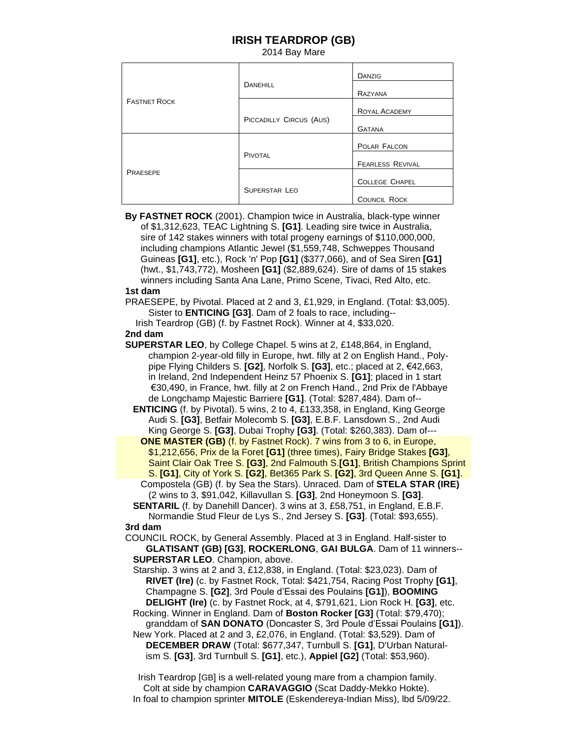# IRISH TEARDROP (GB)

2014 Bay Mare

| | | |
|---|---|---|
| FASTNET ROCK | DANEHILL | DANZIG |
| | | RAZYANA |
| | PICCADILLY CIRCUS (AUS) | ROYAL ACADEMY |
| | | GATANA |
| PRAESEPE | PIVOTAL | POLAR FALCON |
| | | FEARLESS REVIVAL |
| | SUPERSTAR LEO | COLLEGE CHAPEL |
| | | COUNCIL ROCK |

**By FASTNET ROCK** (2001). Champion twice in Australia, black-type winner of $1,312,623, TEAC Lightning S. **[G1]**. Leading sire twice in Australia, sire of 142 stakes winners with total progeny earnings of $110,000,000, including champions Atlantic Jewel ($1,559,748, Schweppes Thousand Guineas **[G1]**, etc.), Rock 'n' Pop **[G1]** ($377,066), and of Sea Siren **[G1]** (hwt., $1,743,772), Mosheen **[G1]** ($2,889,624). Sire of dams of 15 stakes winners including Santa Ana Lane, Primo Scene, Tivaci, Red Alto, etc.

**1st dam**

PRAESEPE, by Pivotal. Placed at 2 and 3, £1,929, in England. (Total: $3,005). Sister to **ENTICING [G3]**. Dam of 2 foals to race, including--

Irish Teardrop (GB) (f. by Fastnet Rock). Winner at 4, $33,020.

**2nd dam**

**SUPERSTAR LEO**, by College Chapel. 5 wins at 2, £148,864, in England, champion 2-year-old filly in Europe, hwt. filly at 2 on English Hand., Poly-pipe Flying Childers S. **[G2]**, Norfolk S. **[G3]**, etc.; placed at 2, €42,663, in Ireland, 2nd Independent Heinz 57 Phoenix S. **[G1]**; placed in 1 start €30,490, in France, hwt. filly at 2 on French Hand., 2nd Prix de l'Abbaye de Longchamp Majestic Barriere **[G1]**. (Total: $287,484). Dam of--

**ENTICING** (f. by Pivotal). 5 wins, 2 to 4, £133,358, in England, King George Audi S. **[G3]**, Betfair Molecomb S. **[G3]**, E.B.F. Lansdown S., 2nd Audi King George S. **[G3]**, Dubai Trophy **[G3]**. (Total: $260,383). Dam of---

**ONE MASTER (GB)** (f. by Fastnet Rock). 7 wins from 3 to 6, in Europe, $1,212,656, Prix de la Foret **[G1]** (three times), Fairy Bridge Stakes **[G3]**, Saint Clair Oak Tree S. **[G3]**, 2nd Falmouth S.**[G1]**, British Champions Sprint S. **[G1]**, City of York S. **[G2]**, Bet365 Park S. **[G2]**, 3rd Queen Anne S. **[G1]**.

Compostela (GB) (f. by Sea the Stars). Unraced. Dam of **STELA STAR (IRE)** (2 wins to 3, $91,042, Killavullan S. **[G3]**, 2nd Honeymoon S. **[G3]**.

**SENTARIL** (f. by Danehill Dancer). 3 wins at 3, £58,751, in England, E.B.F. Normandie Stud Fleur de Lys S., 2nd Jersey S. **[G3]**. (Total: $93,655).

**3rd dam**

COUNCIL ROCK, by General Assembly. Placed at 3 in England. Half-sister to **GLATISANT (GB) [G3]**, **ROCKERLONG**, **GAI BULGA**. Dam of 11 winners--

**SUPERSTAR LEO**. Champion, above.

Starship. 3 wins at 2 and 3, £12,838, in England. (Total: $23,023). Dam of **RIVET (Ire)** (c. by Fastnet Rock, Total: $421,754, Racing Post Trophy **[G1]**, Champagne S. **[G2]**, 3rd Poule d'Essai des Poulains **[G1]**), **BOOMING DELIGHT (Ire)** (c. by Fastnet Rock, at 4, $791,621, Lion Rock H. **[G3]**, etc.

Rocking. Winner in England. Dam of **Boston Rocker [G3]** (Total: $79,470); granddam of **SAN DONATO** (Doncaster S, 3rd Poule d'Essai Poulains **[G1]**).

New York. Placed at 2 and 3, £2,076, in England. (Total: $3,529). Dam of **DECEMBER DRAW** (Total: $677,347, Turnbull S. **[G1]**, D'Urban Naturalism S. **[G3]**, 3rd Turnbull S. **[G1]**, etc.), **Appiel [G2]** (Total: $53,960).

Irish Teardrop [GB] is a well-related young mare from a champion family.
Colt at side by champion **CARAVAGGIO** (Scat Daddy-Mekko Hokte).
In foal to champion sprinter **MITOLE** (Eskendereya-Indian Miss), lbd 5/09/22.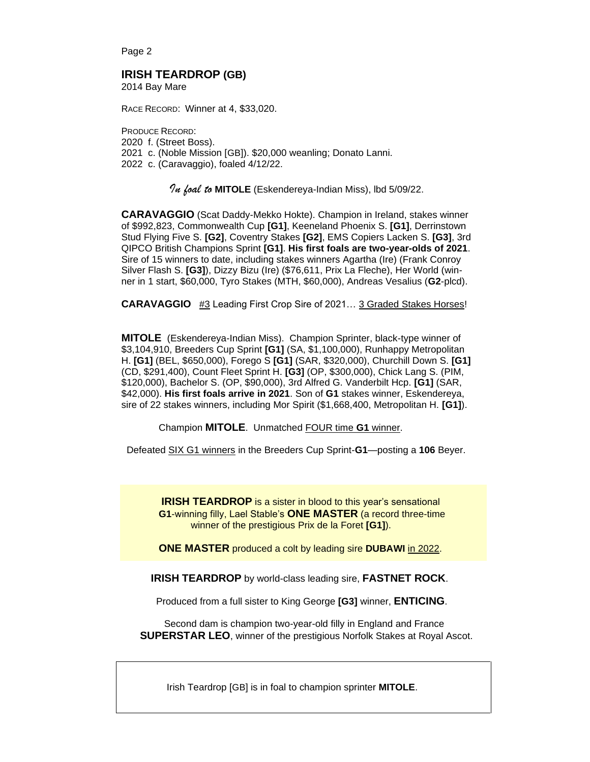## IRISH TEARDROP (GB)

2014 Bay Mare

RACE RECORD: Winner at 4, $33,020.

PRODUCE RECORD:
2020 f. (Street Boss).
2021 c. (Noble Mission [GB]). $20,000 weanling; Donato Lanni.
2022 c. (Caravaggio), foaled 4/12/22.

*In foal to* **MITOLE** (Eskendereya-Indian Miss), lbd 5/09/22.

**CARAVAGGIO** (Scat Daddy-Mekko Hokte). Champion in Ireland, stakes winner of $992,823, Commonwealth Cup **[G1]**, Keeneland Phoenix S. **[G1]**, Derrinstown Stud Flying Five S. **[G2]**, Coventry Stakes **[G2]**, EMS Copiers Lacken S. **[G3]**, 3rd QIPCO British Champions Sprint **[G1]**. **His first foals are two-year-olds of 2021**. Sire of 15 winners to date, including stakes winners Agartha (Ire) (Frank Conroy Silver Flash S. **[G3]**), Dizzy Bizu (Ire) ($76,611, Prix La Fleche), Her World (winner in 1 start, $60,000, Tyro Stakes (MTH, $60,000), Andreas Vesalius (**G2**-plcd).

**CARAVAGGIO** #3 Leading First Crop Sire of 2021… 3 Graded Stakes Horses!

**MITOLE** (Eskendereya-Indian Miss). Champion Sprinter, black-type winner of $3,104,910, Breeders Cup Sprint **[G1]** (SA, $1,100,000), Runhappy Metropolitan H. **[G1]** (BEL, $650,000), Forego S **[G1]** (SAR, $320,000), Churchill Down S. **[G1]** (CD, $291,400), Count Fleet Sprint H. **[G3]** (OP, $300,000), Chick Lang S. (PIM, $120,000), Bachelor S. (OP, $90,000), 3rd Alfred G. Vanderbilt Hcp. **[G1]** (SAR, $42,000). **His first foals arrive in 2021**. Son of **G1** stakes winner, Eskendereya, sire of 22 stakes winners, including Mor Spirit ($1,668,400, Metropolitan H. **[G1]**).

Champion **MITOLE**. Unmatched FOUR time **G1** winner.

Defeated SIX G1 winners in the Breeders Cup Sprint-**G1**—posting a **106** Beyer.

**IRISH TEARDROP** is a sister in blood to this year's sensational **G1**-winning filly, Lael Stable's **ONE MASTER** (a record three-time winner of the prestigious Prix de la Foret **[G1]**).

**ONE MASTER** produced a colt by leading sire **DUBAWI** in 2022.

**IRISH TEARDROP** by world-class leading sire, **FASTNET ROCK**.

Produced from a full sister to King George **[G3]** winner, **ENTICING**.

Second dam is champion two-year-old filly in England and France **SUPERSTAR LEO**, winner of the prestigious Norfolk Stakes at Royal Ascot.

Irish Teardrop [GB] is in foal to champion sprinter **MITOLE**.